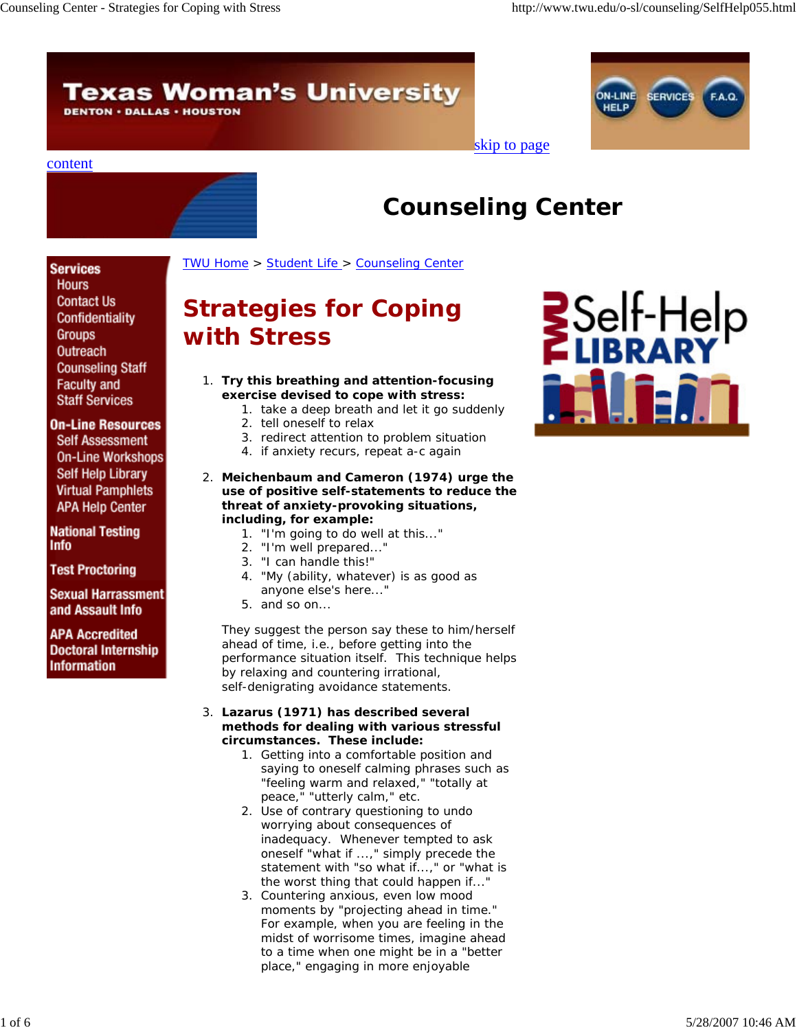Texas Woman's University

DENTON • DALLAS • HOUSTON

ON-LINE HELP | SERVICES | F.A.Q.

skip to page content

# Counseling Center

**Services**
- Hours
- Contact Us
- Confidentiality
- Groups
- Outreach
- Counseling Staff
- Faculty and Staff Services

**On-Line Resources**
- Self Assessment
- On-Line Workshops
- Self Help Library
- Virtual Pamphlets
- APA Help Center

**National Testing Info**

**Test Proctoring**

**Sexual Harrassment and Assault Info**

**APA Accredited Doctoral Internship Information**

TWU Home > Student Life > Counseling Center

## Strategies for Coping with Stress

1. **Try this breathing and attention-focusing exercise devised to cope with stress:**
   1. take a deep breath and let it go suddenly
   2. tell oneself to relax
   3. redirect attention to problem situation
   4. if anxiety recurs, repeat a-c again

2. **Meichenbaum and Cameron (1974) urge the use of positive self-statements to reduce the threat of anxiety-provoking situations, including, for example:**
   1. "I'm going to do well at this..."
   2. "I'm well prepared..."
   3. "I can handle this!"
   4. "My (ability, whatever) is as good as anyone else's here..."
   5. and so on...

   They suggest the person say these to him/herself ahead of time, i.e., before getting into the performance situation itself. This technique helps by relaxing and countering irrational, self-denigrating avoidance statements.

3. **Lazarus (1971) has described several methods for dealing with various stressful circumstances. These include:**
   1. Getting into a comfortable position and saying to oneself calming phrases such as "feeling warm and relaxed," "totally at peace," "utterly calm," etc.
   2. Use of contrary questioning to undo worrying about consequences of inadequacy. Whenever tempted to ask oneself "what if ...," simply precede the statement with "so what if...," or "what is the worst thing that could happen if..."
   3. Countering anxious, even low mood moments by "projecting ahead in time." For example, when you are feeling in the midst of worrisome times, imagine ahead to a time when one might be in a "better place," engaging in more enjoyable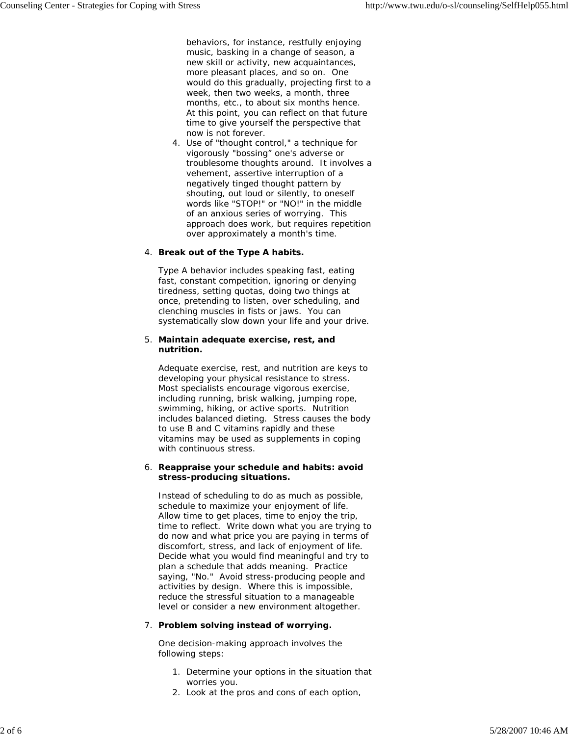behaviors, for instance, restfully enjoying music, basking in a change of season, a new skill or activity, new acquaintances, more pleasant places, and so on. One would do this gradually, projecting first to a week, then two weeks, a month, three months, etc., to about six months hence. At this point, you can reflect on that future time to give yourself the perspective that now is not forever.

4. Use of "thought control," a technique for vigorously "bossing" one's adverse or troublesome thoughts around. It involves a vehement, assertive interruption of a negatively tinged thought pattern by shouting, out loud or silently, to oneself words like "STOP!" or "NO!" in the middle of an anxious series of worrying. This approach does work, but requires repetition over approximately a month's time.

4. **Break out of the Type A habits.**

   Type A behavior includes speaking fast, eating fast, constant competition, ignoring or denying tiredness, setting quotas, doing two things at once, pretending to listen, over scheduling, and clenching muscles in fists or jaws. You can systematically slow down your life and your drive.

5. **Maintain adequate exercise, rest, and nutrition.**

   Adequate exercise, rest, and nutrition are keys to developing your physical resistance to stress. Most specialists encourage vigorous exercise, including running, brisk walking, jumping rope, swimming, hiking, or active sports. Nutrition includes balanced dieting. Stress causes the body to use B and C vitamins rapidly and these vitamins may be used as supplements in coping with continuous stress.

6. **Reappraise your schedule and habits: avoid stress-producing situations.**

   Instead of scheduling to do as much as possible, schedule to maximize your enjoyment of life. Allow time to get places, time to enjoy the trip, time to reflect. Write down what you are trying to do now and what price you are paying in terms of discomfort, stress, and lack of enjoyment of life. Decide what you would find meaningful and try to plan a schedule that adds meaning. Practice saying, "No." Avoid stress-producing people and activities by design. Where this is impossible, reduce the stressful situation to a manageable level or consider a new environment altogether.

7. **Problem solving instead of worrying.**

   One decision-making approach involves the following steps:

   1. Determine your options in the situation that worries you.
   2. Look at the pros and cons of each option,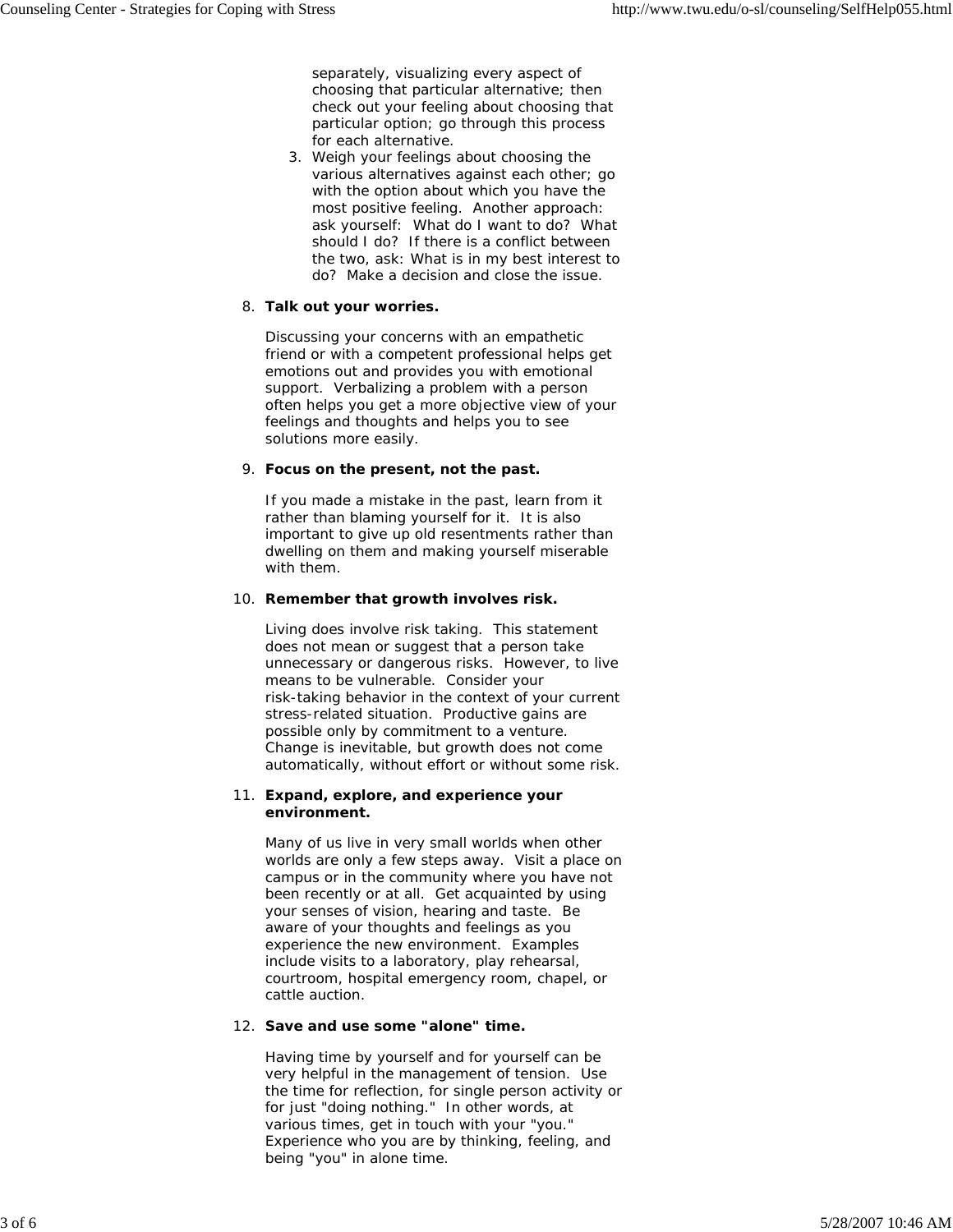separately, visualizing every aspect of choosing that particular alternative; then check out your feeling about choosing that particular option; go through this process for each alternative.

3. Weigh your feelings about choosing the various alternatives against each other; go with the option about which you have the most positive feeling. Another approach: ask yourself: What do I want to do? What should I do? If there is a conflict between the two, ask: What is in my best interest to do? Make a decision and close the issue.

8. **Talk out your worries.**

   Discussing your concerns with an empathetic friend or with a competent professional helps get emotions out and provides you with emotional support. Verbalizing a problem with a person often helps you get a more objective view of your feelings and thoughts and helps you to see solutions more easily.

9. **Focus on the present, not the past.**

   If you made a mistake in the past, learn from it rather than blaming yourself for it. It is also important to give up old resentments rather than dwelling on them and making yourself miserable with them.

10. **Remember that growth involves risk.**

    Living does involve risk taking. This statement does not mean or suggest that a person take unnecessary or dangerous risks. However, to live means to be vulnerable. Consider your risk-taking behavior in the context of your current stress-related situation. Productive gains are possible only by commitment to a venture. Change is inevitable, but growth does not come automatically, without effort or without some risk.

11. **Expand, explore, and experience your environment.**

    Many of us live in very small worlds when other worlds are only a few steps away. Visit a place on campus or in the community where you have not been recently or at all. Get acquainted by using your senses of vision, hearing and taste. Be aware of your thoughts and feelings as you experience the new environment. Examples include visits to a laboratory, play rehearsal, courtroom, hospital emergency room, chapel, or cattle auction.

12. **Save and use some "alone" time.**

    Having time by yourself and for yourself can be very helpful in the management of tension. Use the time for reflection, for single person activity or for just "doing nothing." In other words, at various times, get in touch with your "you." Experience who you are by thinking, feeling, and being "you" in alone time.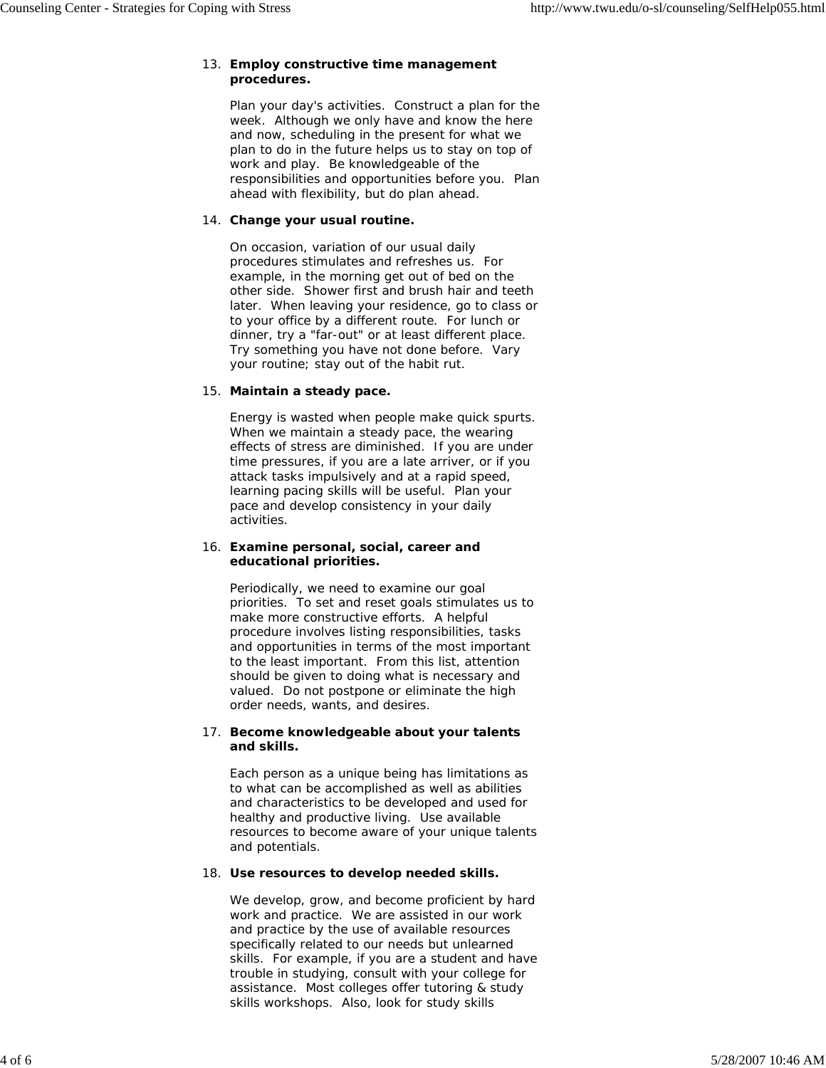13. **Employ constructive time management procedures.**

    Plan your day's activities. Construct a plan for the week. Although we only have and know the here and now, scheduling in the present for what we plan to do in the future helps us to stay on top of work and play. Be knowledgeable of the responsibilities and opportunities before you. Plan ahead with flexibility, but do plan ahead.

14. **Change your usual routine.**

    On occasion, variation of our usual daily procedures stimulates and refreshes us. For example, in the morning get out of bed on the other side. Shower first and brush hair and teeth later. When leaving your residence, go to class or to your office by a different route. For lunch or dinner, try a "far-out" or at least different place. Try something you have not done before. Vary your routine; stay out of the habit rut.

15. **Maintain a steady pace.**

    Energy is wasted when people make quick spurts. When we maintain a steady pace, the wearing effects of stress are diminished. If you are under time pressures, if you are a late arriver, or if you attack tasks impulsively and at a rapid speed, learning pacing skills will be useful. Plan your pace and develop consistency in your daily activities.

16. **Examine personal, social, career and educational priorities.**

    Periodically, we need to examine our goal priorities. To set and reset goals stimulates us to make more constructive efforts. A helpful procedure involves listing responsibilities, tasks and opportunities in terms of the most important to the least important. From this list, attention should be given to doing what is necessary and valued. Do not postpone or eliminate the high order needs, wants, and desires.

17. **Become knowledgeable about your talents and skills.**

    Each person as a unique being has limitations as to what can be accomplished as well as abilities and characteristics to be developed and used for healthy and productive living. Use available resources to become aware of your unique talents and potentials.

18. **Use resources to develop needed skills.**

    We develop, grow, and become proficient by hard work and practice. We are assisted in our work and practice by the use of available resources specifically related to our needs but unlearned skills. For example, if you are a student and have trouble in studying, consult with your college for assistance. Most colleges offer tutoring & study skills workshops. Also, look for study skills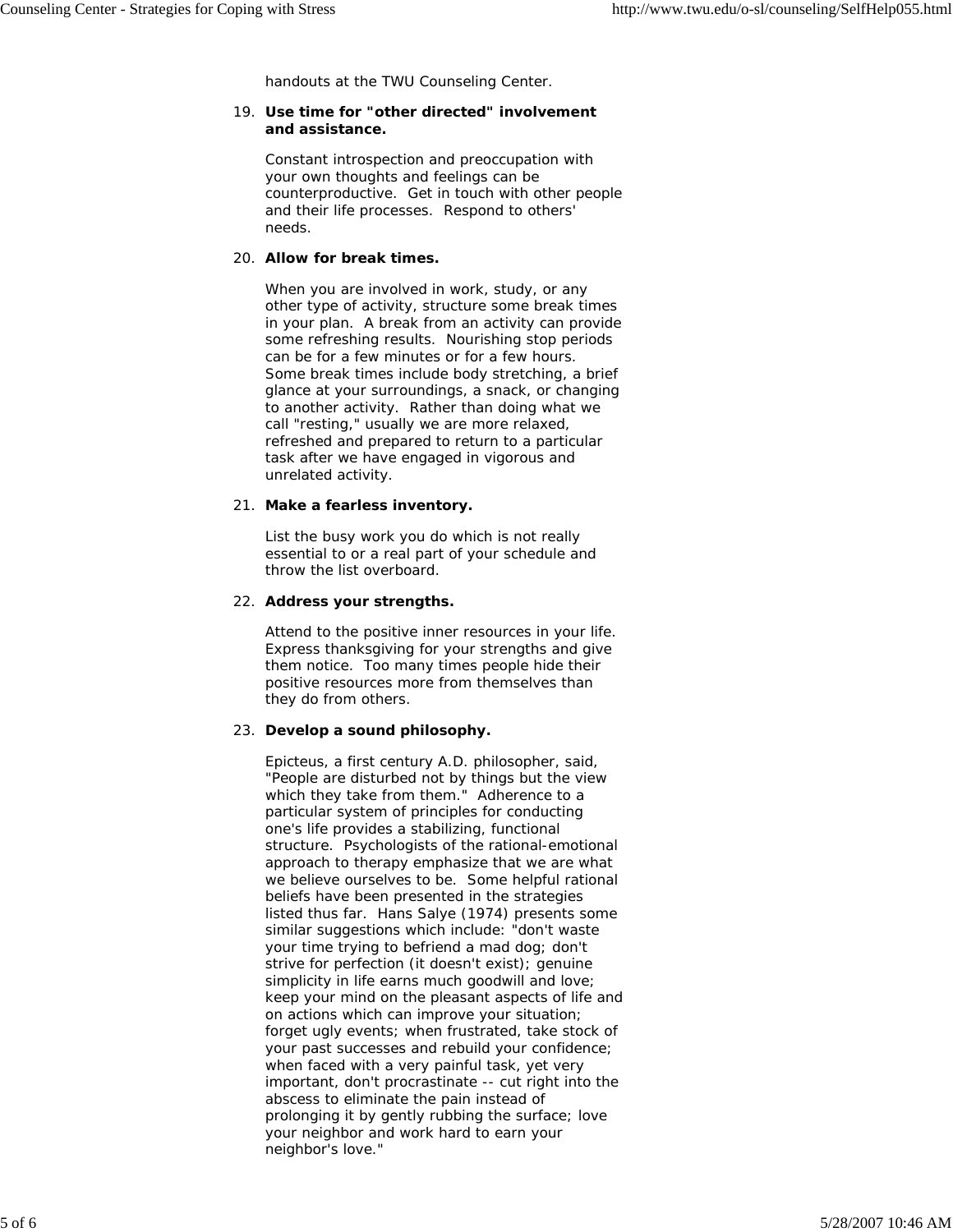handouts at the TWU Counseling Center.

19. **Use time for "other directed" involvement and assistance.**

    Constant introspection and preoccupation with your own thoughts and feelings can be counterproductive.  Get in touch with other people and their life processes.  Respond to others' needs.

20. **Allow for break times.**

    When you are involved in work, study, or any other type of activity, structure some break times in your plan.  A break from an activity can provide some refreshing results.  Nourishing stop periods can be for a few minutes or for a few hours.  Some break times include body stretching, a brief glance at your surroundings, a snack, or changing to another activity.  Rather than doing what we call "resting," usually we are more relaxed, refreshed and prepared to return to a particular task after we have engaged in vigorous and unrelated activity.

21. **Make a fearless inventory.**

    List the busy work you do which is not really essential to or a real part of your schedule and throw the list overboard.

22. **Address your strengths.**

    Attend to the positive inner resources in your life.  Express thanksgiving for your strengths and give them notice.  Too many times people hide their positive resources more from themselves than they do from others.

23. **Develop a sound philosophy.**

    Epicteus, a first century A.D. philosopher, said, "People are disturbed not by things but the view which they take from them."  Adherence to a particular system of principles for conducting one's life provides a stabilizing, functional structure.  Psychologists of the rational-emotional approach to therapy emphasize that we are what we believe ourselves to be.  Some helpful rational beliefs have been presented in the strategies listed thus far.  Hans Salye (1974) presents some similar suggestions which include: "don't waste your time trying to befriend a mad dog; don't strive for perfection (it doesn't exist); genuine simplicity in life earns much goodwill and love; keep your mind on the pleasant aspects of life and on actions which can improve your situation; forget ugly events; when frustrated, take stock of your past successes and rebuild your confidence; when faced with a very painful task, yet very important, don't procrastinate -- cut right into the abscess to eliminate the pain instead of prolonging it by gently rubbing the surface; love your neighbor and work hard to earn your neighbor's love."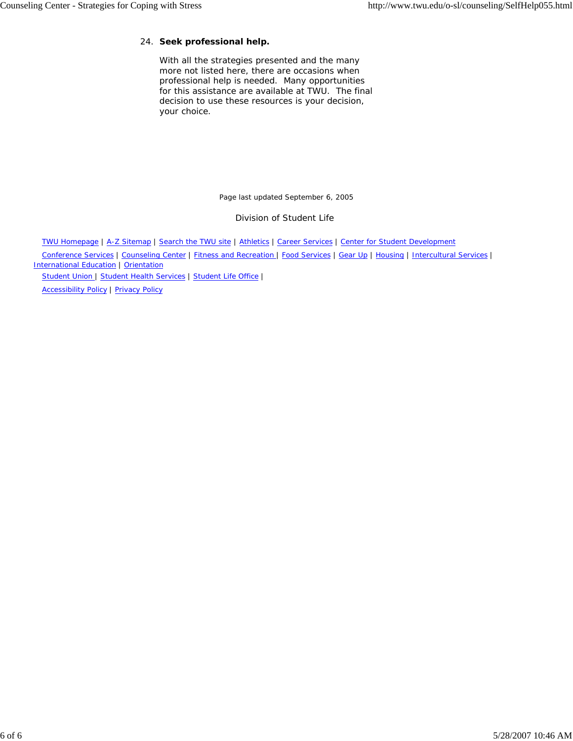24. **Seek professional help.**

    With all the strategies presented and the many more not listed here, there are occasions when professional help is needed.  Many opportunities for this assistance are available at TWU.  The final decision to use these resources is your decision, your choice.

Page last updated September 6, 2005

Division of Student Life

TWU Homepage | A-Z Sitemap | Search the TWU site | Athletics | Career Services | Center for Student Development

Conference Services | Counseling Center | Fitness and Recreation | Food Services | Gear Up | Housing | Intercultural Services | International Education | Orientation

Student Union | Student Health Services | Student Life Office |

Accessibility Policy | Privacy Policy